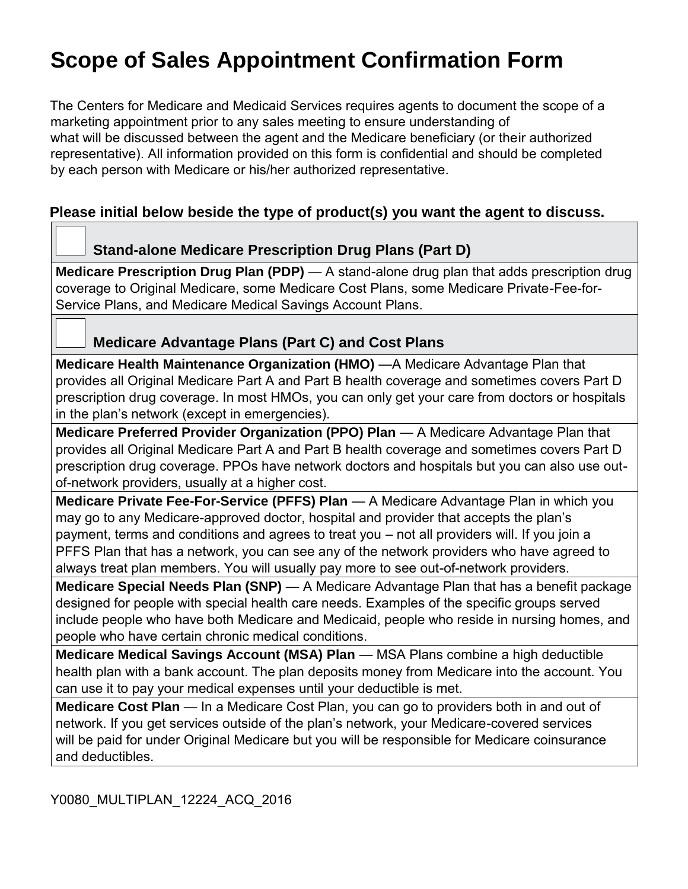# Scope of Sales Appointment Confirmation Form

The Centers for Medicare and Medicaid Services requires agents to document the scope of a marketing appointment prior to any sales meeting to ensure understanding of what will be discussed between the agent and the Medicare beneficiary (or their authorized representative). All information provided on this form is confidential and should be completed by each person with Medicare or his/her authorized representative.

**Please initial below beside the type of product(s) you want the agent to discuss.**

| ☐ **Stand-alone Medicare Prescription Drug Plans (Part D)** |
|---|
| **Medicare Prescription Drug Plan (PDP)** — A stand-alone drug plan that adds prescription drug coverage to Original Medicare, some Medicare Cost Plans, some Medicare Private-Fee-for-Service Plans, and Medicare Medical Savings Account Plans. |
| ☐ **Medicare Advantage Plans (Part C) and Cost Plans** |
| **Medicare Health Maintenance Organization (HMO)** —A Medicare Advantage Plan that provides all Original Medicare Part A and Part B health coverage and sometimes covers Part D prescription drug coverage. In most HMOs, you can only get your care from doctors or hospitals in the plan's network (except in emergencies). |
| **Medicare Preferred Provider Organization (PPO) Plan** — A Medicare Advantage Plan that provides all Original Medicare Part A and Part B health coverage and sometimes covers Part D prescription drug coverage. PPOs have network doctors and hospitals but you can also use out-of-network providers, usually at a higher cost. |
| **Medicare Private Fee-For-Service (PFFS) Plan** — A Medicare Advantage Plan in which you may go to any Medicare-approved doctor, hospital and provider that accepts the plan's payment, terms and conditions and agrees to treat you – not all providers will. If you join a PFFS Plan that has a network, you can see any of the network providers who have agreed to always treat plan members. You will usually pay more to see out-of-network providers. |
| **Medicare Special Needs Plan (SNP)** — A Medicare Advantage Plan that has a benefit package designed for people with special health care needs. Examples of the specific groups served include people who have both Medicare and Medicaid, people who reside in nursing homes, and people who have certain chronic medical conditions. |
| **Medicare Medical Savings Account (MSA) Plan** — MSA Plans combine a high deductible health plan with a bank account. The plan deposits money from Medicare into the account. You can use it to pay your medical expenses until your deductible is met. |
| **Medicare Cost Plan** — In a Medicare Cost Plan, you can go to providers both in and out of network. If you get services outside of the plan's network, your Medicare-covered services will be paid for under Original Medicare but you will be responsible for Medicare coinsurance and deductibles. |

Y0080_MULTIPLAN_12224_ACQ_2016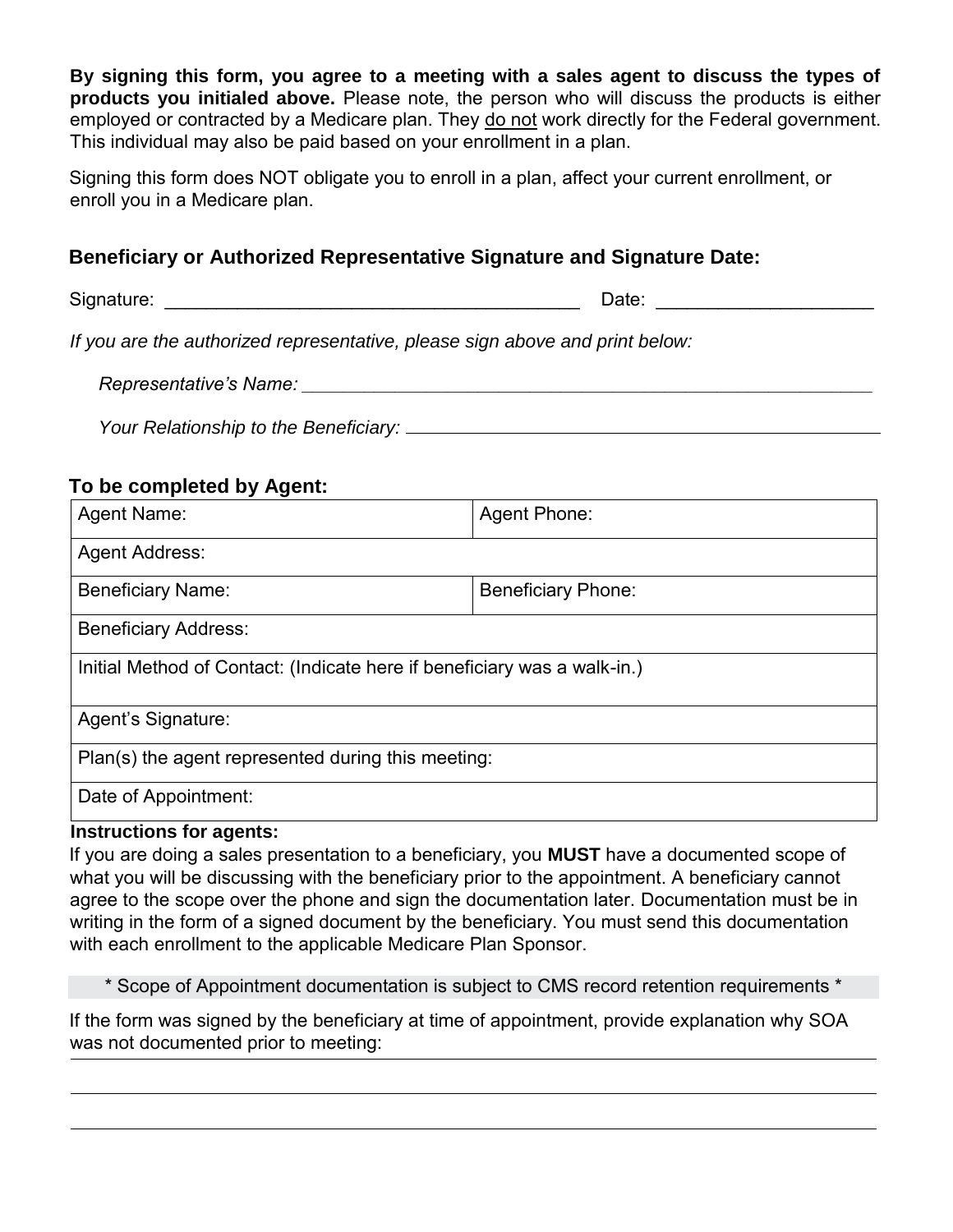**By signing this form, you agree to a meeting with a sales agent to discuss the types of products you initialed above.** Please note, the person who will discuss the products is either employed or contracted by a Medicare plan. They do not work directly for the Federal government. This individual may also be paid based on your enrollment in a plan.

Signing this form does NOT obligate you to enroll in a plan, affect your current enrollment, or enroll you in a Medicare plan.

### Beneficiary or Authorized Representative Signature and Signature Date:

Signature: ________________________________________ Date: ____________________

*If you are the authorized representative, please sign above and print below:*

*Representative's Name:* ____________________________________________________________

*Your Relationship to the Beneficiary:* ______________________________________________

### To be completed by Agent:

| | |
|---|---|
| Agent Name: | Agent Phone: |
| Agent Address: | |
| Beneficiary Name: | Beneficiary Phone: |
| Beneficiary Address: | |
| Initial Method of Contact: (Indicate here if beneficiary was a walk-in.) | |
| Agent's Signature: | |
| Plan(s) the agent represented during this meeting: | |
| Date of Appointment: | |

**Instructions for agents:**

If you are doing a sales presentation to a beneficiary, you **MUST** have a documented scope of what you will be discussing with the beneficiary prior to the appointment. A beneficiary cannot agree to the scope over the phone and sign the documentation later. Documentation must be in writing in the form of a signed document by the beneficiary. You must send this documentation with each enrollment to the applicable Medicare Plan Sponsor.

\* Scope of Appointment documentation is subject to CMS record retention requirements \*

If the form was signed by the beneficiary at time of appointment, provide explanation why SOA was not documented prior to meeting:

______________________________________________________________________________

______________________________________________________________________________

______________________________________________________________________________